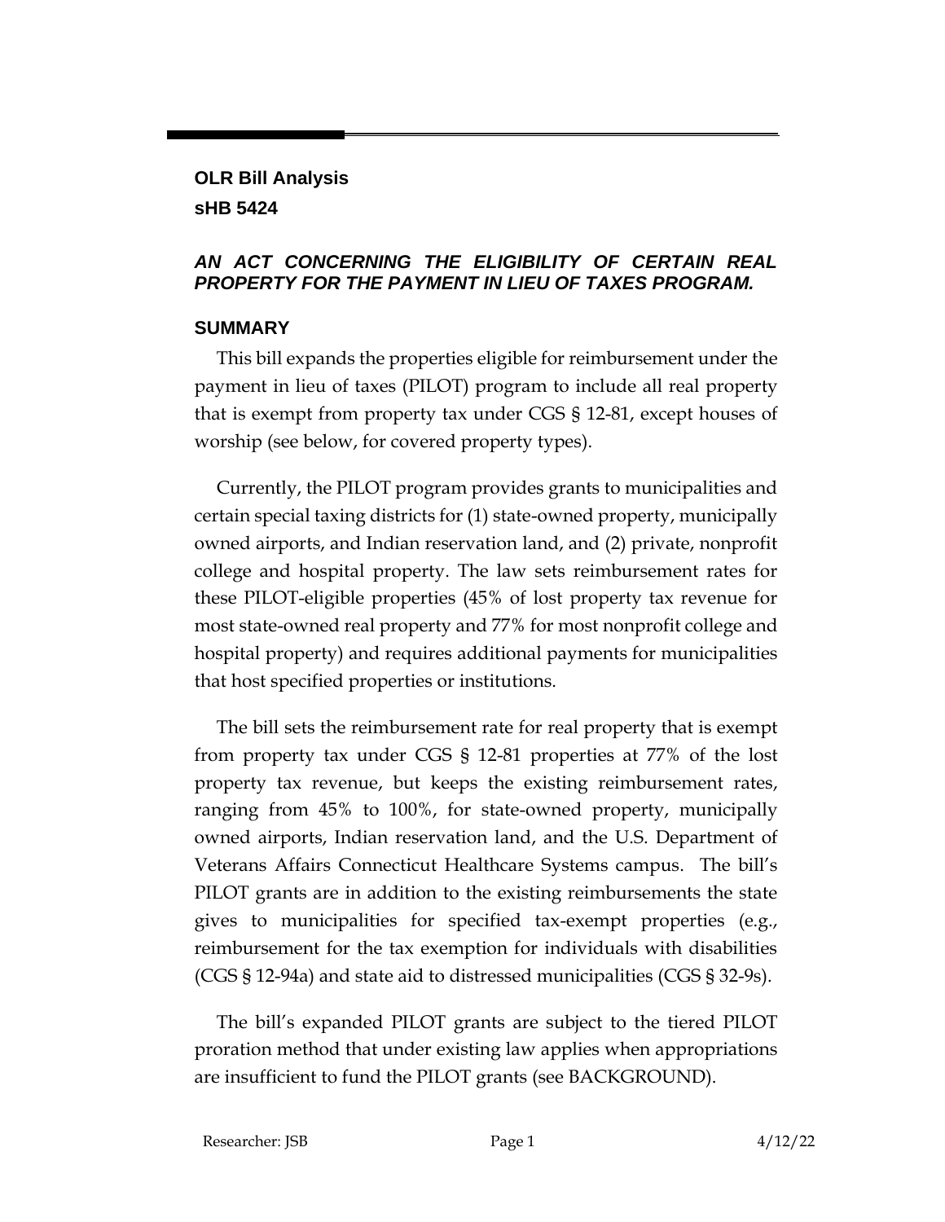## OLR Bill Analysis

## sHB 5424

### *AN ACT CONCERNING THE ELIGIBILITY OF CERTAIN REAL PROPERTY FOR THE PAYMENT IN LIEU OF TAXES PROGRAM.*

### SUMMARY

This bill expands the properties eligible for reimbursement under the payment in lieu of taxes (PILOT) program to include all real property that is exempt from property tax under CGS § 12-81, except houses of worship (see below, for covered property types).

Currently, the PILOT program provides grants to municipalities and certain special taxing districts for (1) state-owned property, municipally owned airports, and Indian reservation land, and (2) private, nonprofit college and hospital property. The law sets reimbursement rates for these PILOT-eligible properties (45% of lost property tax revenue for most state-owned real property and 77% for most nonprofit college and hospital property) and requires additional payments for municipalities that host specified properties or institutions.

The bill sets the reimbursement rate for real property that is exempt from property tax under CGS § 12-81 properties at 77% of the lost property tax revenue, but keeps the existing reimbursement rates, ranging from 45% to 100%, for state-owned property, municipally owned airports, Indian reservation land, and the U.S. Department of Veterans Affairs Connecticut Healthcare Systems campus. The bill's PILOT grants are in addition to the existing reimbursements the state gives to municipalities for specified tax-exempt properties (e.g., reimbursement for the tax exemption for individuals with disabilities (CGS § 12-94a) and state aid to distressed municipalities (CGS § 32-9s).

The bill's expanded PILOT grants are subject to the tiered PILOT proration method that under existing law applies when appropriations are insufficient to fund the PILOT grants (see BACKGROUND).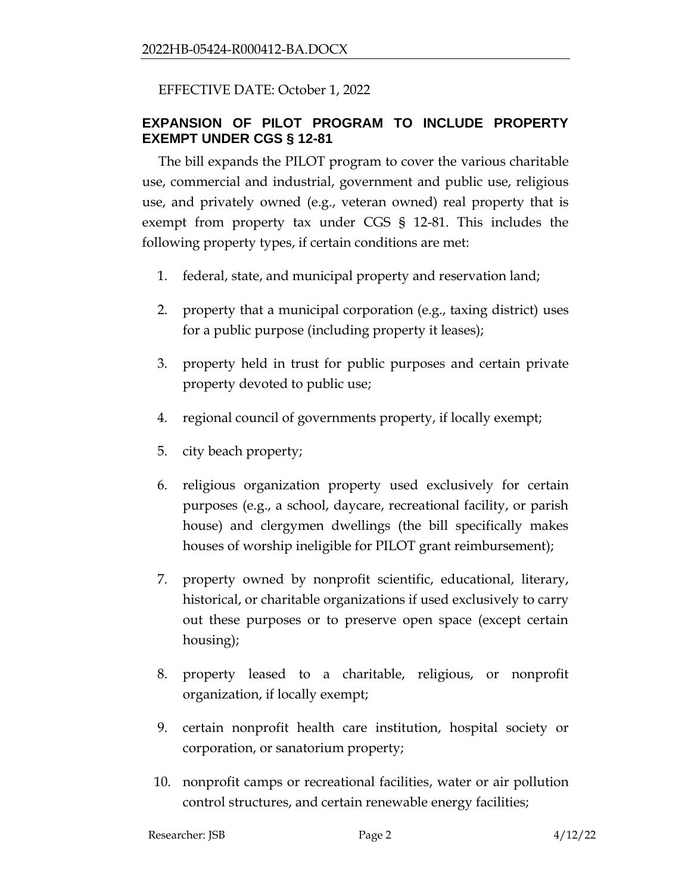EFFECTIVE DATE: October 1, 2022

## EXPANSION OF PILOT PROGRAM TO INCLUDE PROPERTY EXEMPT UNDER CGS § 12-81

The bill expands the PILOT program to cover the various charitable use, commercial and industrial, government and public use, religious use, and privately owned (e.g., veteran owned) real property that is exempt from property tax under CGS § 12-81. This includes the following property types, if certain conditions are met:

1. federal, state, and municipal property and reservation land;
2. property that a municipal corporation (e.g., taxing district) uses for a public purpose (including property it leases);
3. property held in trust for public purposes and certain private property devoted to public use;
4. regional council of governments property, if locally exempt;
5. city beach property;
6. religious organization property used exclusively for certain purposes (e.g., a school, daycare, recreational facility, or parish house) and clergymen dwellings (the bill specifically makes houses of worship ineligible for PILOT grant reimbursement);
7. property owned by nonprofit scientific, educational, literary, historical, or charitable organizations if used exclusively to carry out these purposes or to preserve open space (except certain housing);
8. property leased to a charitable, religious, or nonprofit organization, if locally exempt;
9. certain nonprofit health care institution, hospital society or corporation, or sanatorium property;
10. nonprofit camps or recreational facilities, water or air pollution control structures, and certain renewable energy facilities;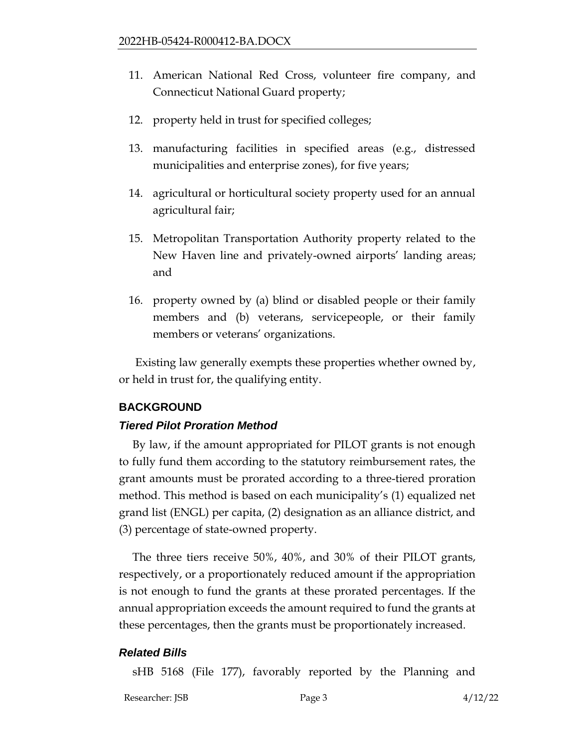11. American National Red Cross, volunteer fire company, and Connecticut National Guard property;

12. property held in trust for specified colleges;

13. manufacturing facilities in specified areas (e.g., distressed municipalities and enterprise zones), for five years;

14. agricultural or horticultural society property used for an annual agricultural fair;

15. Metropolitan Transportation Authority property related to the New Haven line and privately-owned airports' landing areas; and

16. property owned by (a) blind or disabled people or their family members and (b) veterans, servicepeople, or their family members or veterans' organizations.

Existing law generally exempts these properties whether owned by, or held in trust for, the qualifying entity.

## BACKGROUND

### *Tiered Pilot Proration Method*

By law, if the amount appropriated for PILOT grants is not enough to fully fund them according to the statutory reimbursement rates, the grant amounts must be prorated according to a three-tiered proration method. This method is based on each municipality's (1) equalized net grand list (ENGL) per capita, (2) designation as an alliance district, and (3) percentage of state-owned property.

The three tiers receive 50%, 40%, and 30% of their PILOT grants, respectively, or a proportionately reduced amount if the appropriation is not enough to fund the grants at these prorated percentages. If the annual appropriation exceeds the amount required to fund the grants at these percentages, then the grants must be proportionately increased.

### *Related Bills*

sHB 5168 (File 177), favorably reported by the Planning and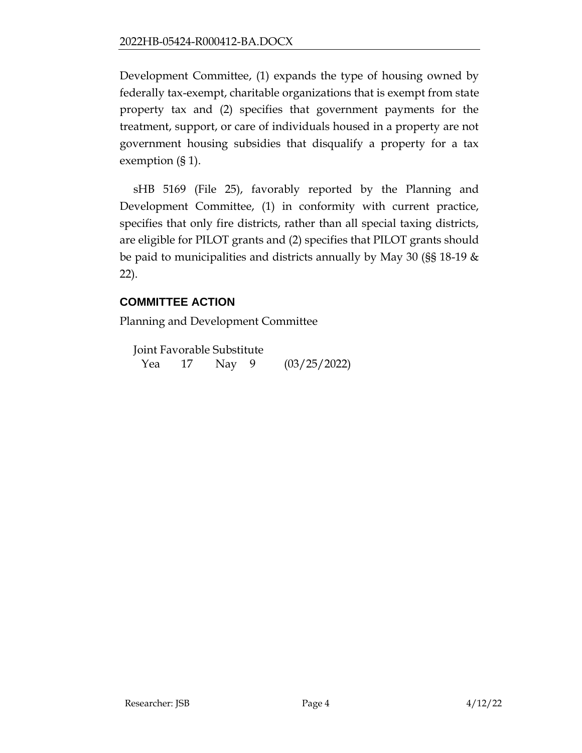Development Committee, (1) expands the type of housing owned by federally tax-exempt, charitable organizations that is exempt from state property tax and (2) specifies that government payments for the treatment, support, or care of individuals housed in a property are not government housing subsidies that disqualify a property for a tax exemption (§ 1).

sHB 5169 (File 25), favorably reported by the Planning and Development Committee, (1) in conformity with current practice, specifies that only fire districts, rather than all special taxing districts, are eligible for PILOT grants and (2) specifies that PILOT grants should be paid to municipalities and districts annually by May 30 (§§ 18-19 & 22).

## COMMITTEE ACTION

Planning and Development Committee

Joint Favorable Substitute
Yea 17 Nay 9 (03/25/2022)